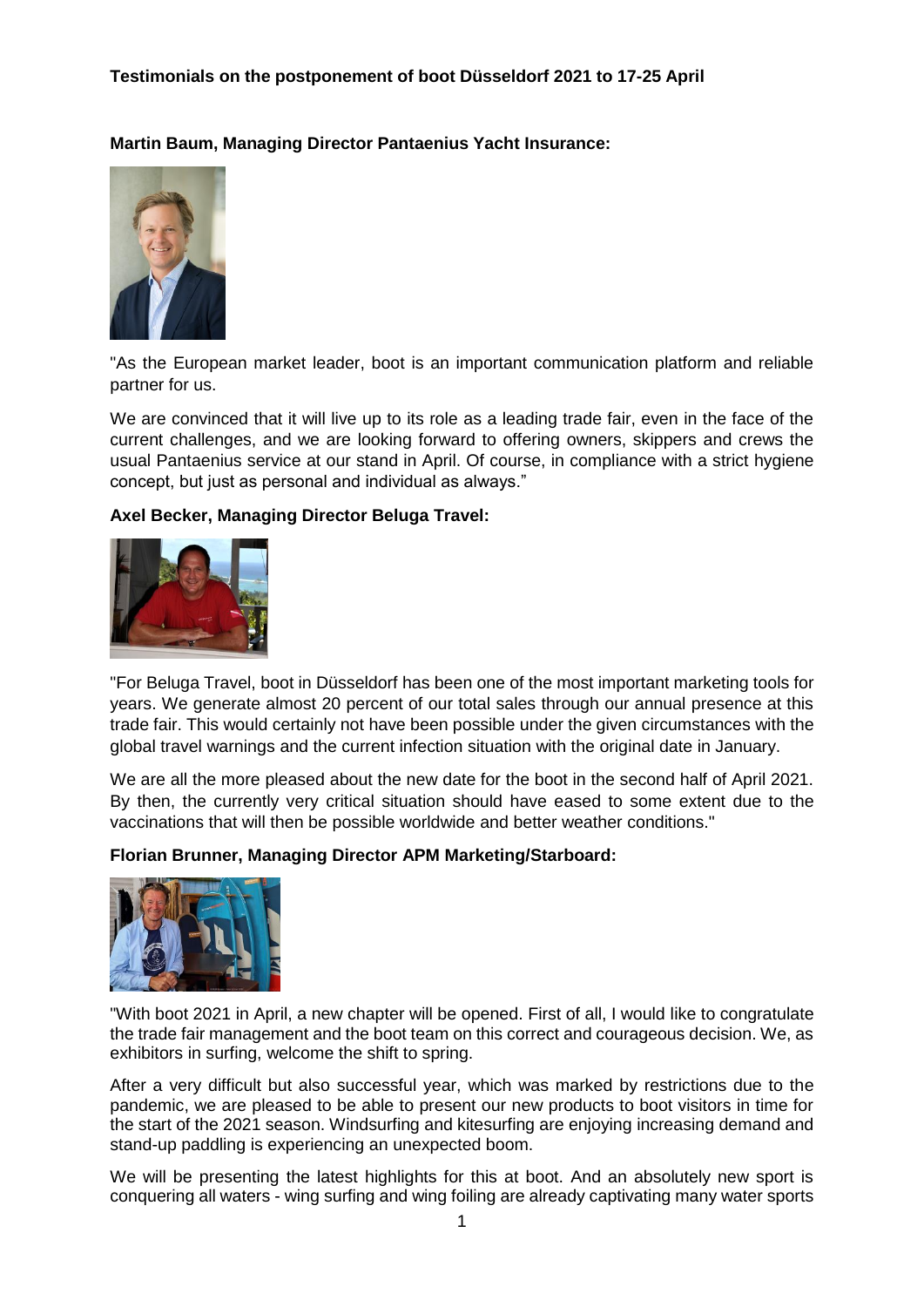**Testimonials on the postponement of boot Düsseldorf 2021 to 17-25 April**

**Martin Baum, Managing Director Pantaenius Yacht Insurance:**

"As the European market leader, boot is an important communication platform and reliable partner for us.

We are convinced that it will live up to its role as a leading trade fair, even in the face of the current challenges, and we are looking forward to offering owners, skippers and crews the usual Pantaenius service at our stand in April. Of course, in compliance with a strict hygiene concept, but just as personal and individual as always."

**Axel Becker, Managing Director Beluga Travel:**

"For Beluga Travel, boot in Düsseldorf has been one of the most important marketing tools for years. We generate almost 20 percent of our total sales through our annual presence at this trade fair. This would certainly not have been possible under the given circumstances with the global travel warnings and the current infection situation with the original date in January.

We are all the more pleased about the new date for the boot in the second half of April 2021. By then, the currently very critical situation should have eased to some extent due to the vaccinations that will then be possible worldwide and better weather conditions."

**Florian Brunner, Managing Director APM Marketing/Starboard:**

"With boot 2021 in April, a new chapter will be opened. First of all, I would like to congratulate the trade fair management and the boot team on this correct and courageous decision. We, as exhibitors in surfing, welcome the shift to spring.

After a very difficult but also successful year, which was marked by restrictions due to the pandemic, we are pleased to be able to present our new products to boot visitors in time for the start of the 2021 season. Windsurfing and kitesurfing are enjoying increasing demand and stand-up paddling is experiencing an unexpected boom.

We will be presenting the latest highlights for this at boot. And an absolutely new sport is conquering all waters - wing surfing and wing foiling are already captivating many water sports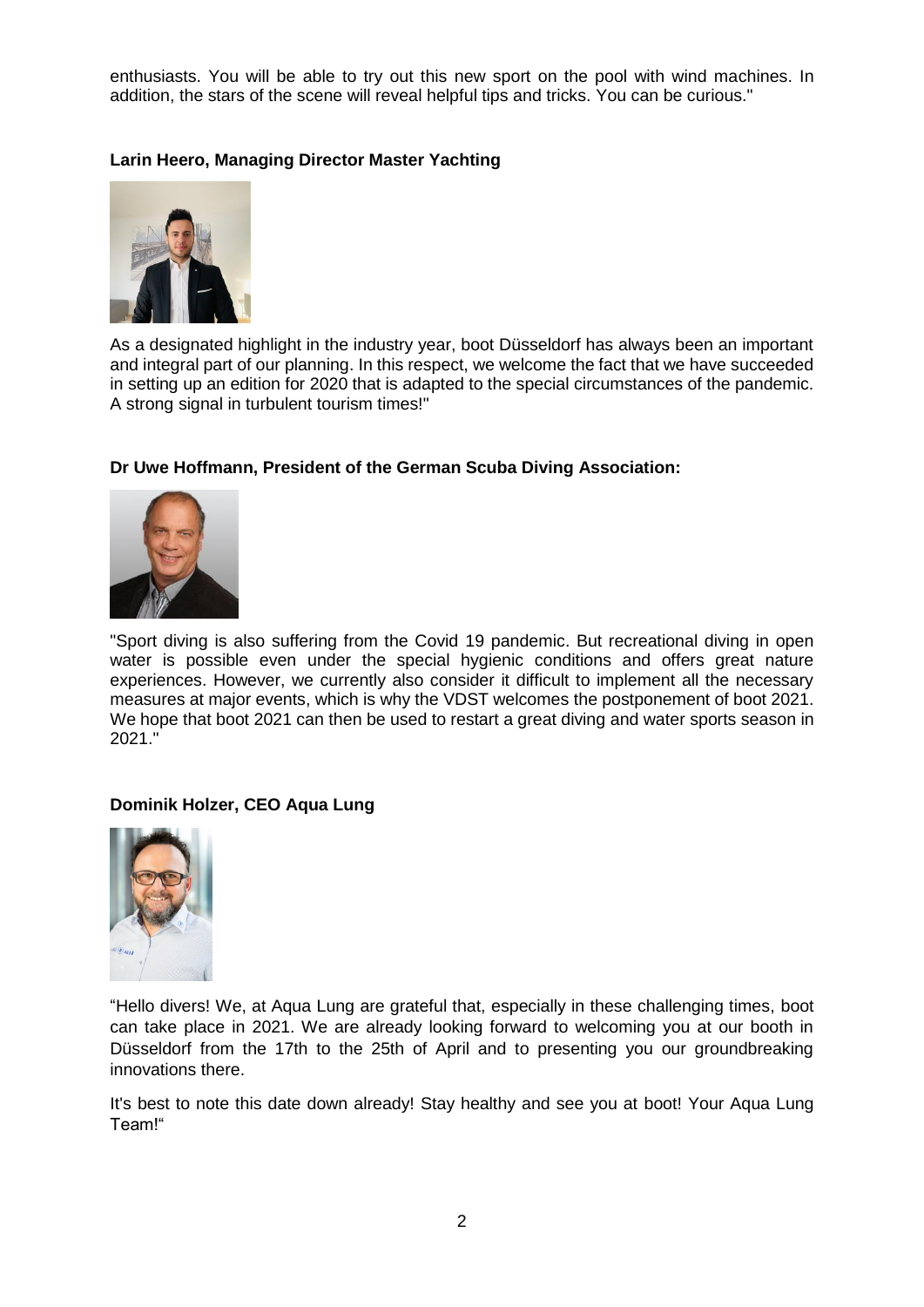enthusiasts. You will be able to try out this new sport on the pool with wind machines. In addition, the stars of the scene will reveal helpful tips and tricks. You can be curious."

**Larin Heero, Managing Director Master Yachting**

As a designated highlight in the industry year, boot Düsseldorf has always been an important and integral part of our planning. In this respect, we welcome the fact that we have succeeded in setting up an edition for 2020 that is adapted to the special circumstances of the pandemic. A strong signal in turbulent tourism times!"

**Dr Uwe Hoffmann, President of the German Scuba Diving Association:**

"Sport diving is also suffering from the Covid 19 pandemic. But recreational diving in open water is possible even under the special hygienic conditions and offers great nature experiences. However, we currently also consider it difficult to implement all the necessary measures at major events, which is why the VDST welcomes the postponement of boot 2021. We hope that boot 2021 can then be used to restart a great diving and water sports season in 2021."

**Dominik Holzer, CEO Aqua Lung**

“Hello divers! We, at Aqua Lung are grateful that, especially in these challenging times, boot can take place in 2021. We are already looking forward to welcoming you at our booth in Düsseldorf from the 17th to the 25th of April and to presenting you our groundbreaking innovations there.

It's best to note this date down already! Stay healthy and see you at boot! Your Aqua Lung Team!“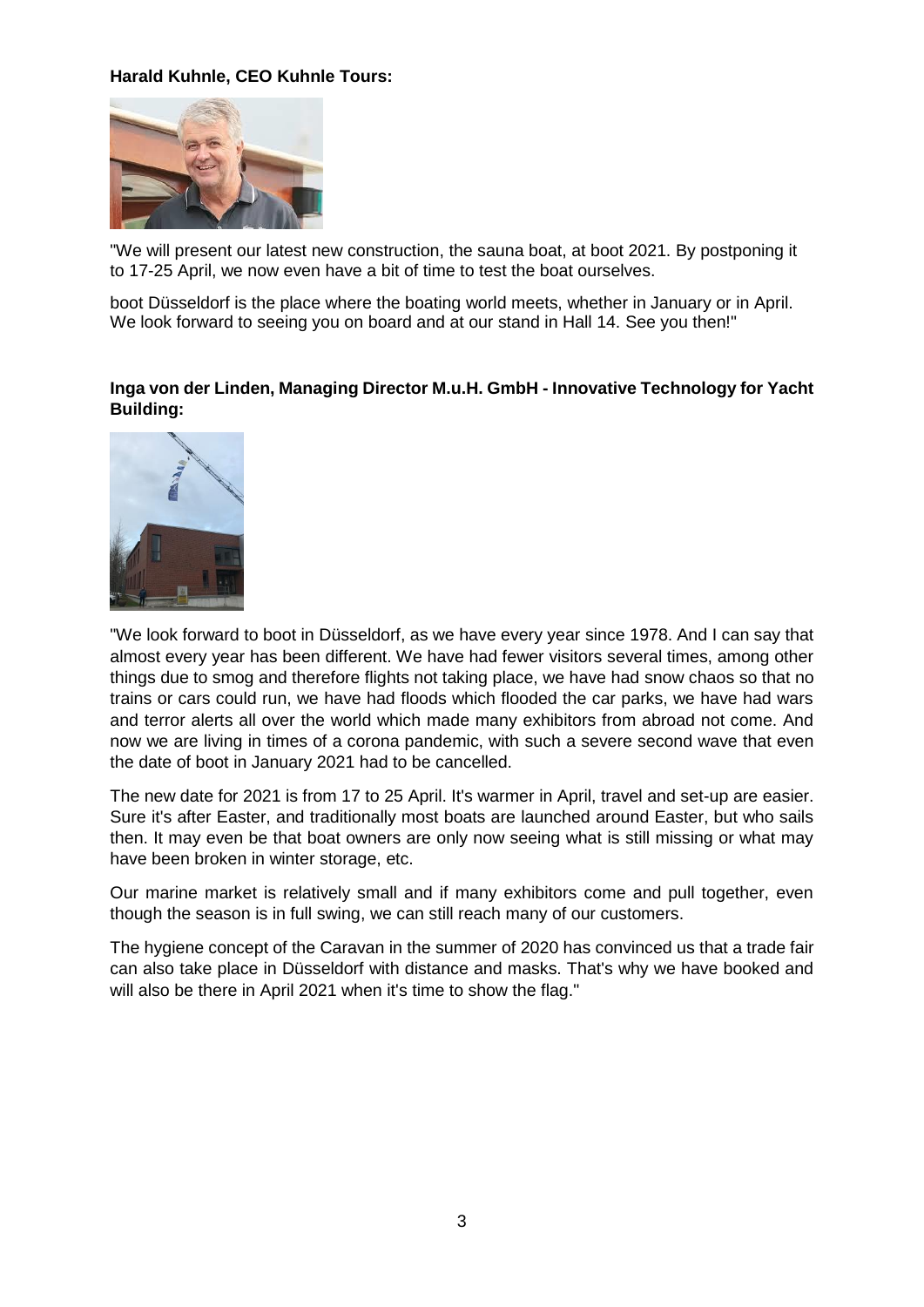**Harald Kuhnle, CEO Kuhnle Tours:**

"We will present our latest new construction, the sauna boat, at boot 2021. By postponing it to 17-25 April, we now even have a bit of time to test the boat ourselves.

boot Düsseldorf is the place where the boating world meets, whether in January or in April. We look forward to seeing you on board and at our stand in Hall 14. See you then!"

**Inga von der Linden, Managing Director M.u.H. GmbH - Innovative Technology for Yacht Building:**

"We look forward to boot in Düsseldorf, as we have every year since 1978. And I can say that almost every year has been different. We have had fewer visitors several times, among other things due to smog and therefore flights not taking place, we have had snow chaos so that no trains or cars could run, we have had floods which flooded the car parks, we have had wars and terror alerts all over the world which made many exhibitors from abroad not come. And now we are living in times of a corona pandemic, with such a severe second wave that even the date of boot in January 2021 had to be cancelled.

The new date for 2021 is from 17 to 25 April. It's warmer in April, travel and set-up are easier. Sure it's after Easter, and traditionally most boats are launched around Easter, but who sails then. It may even be that boat owners are only now seeing what is still missing or what may have been broken in winter storage, etc.

Our marine market is relatively small and if many exhibitors come and pull together, even though the season is in full swing, we can still reach many of our customers.

The hygiene concept of the Caravan in the summer of 2020 has convinced us that a trade fair can also take place in Düsseldorf with distance and masks. That's why we have booked and will also be there in April 2021 when it's time to show the flag."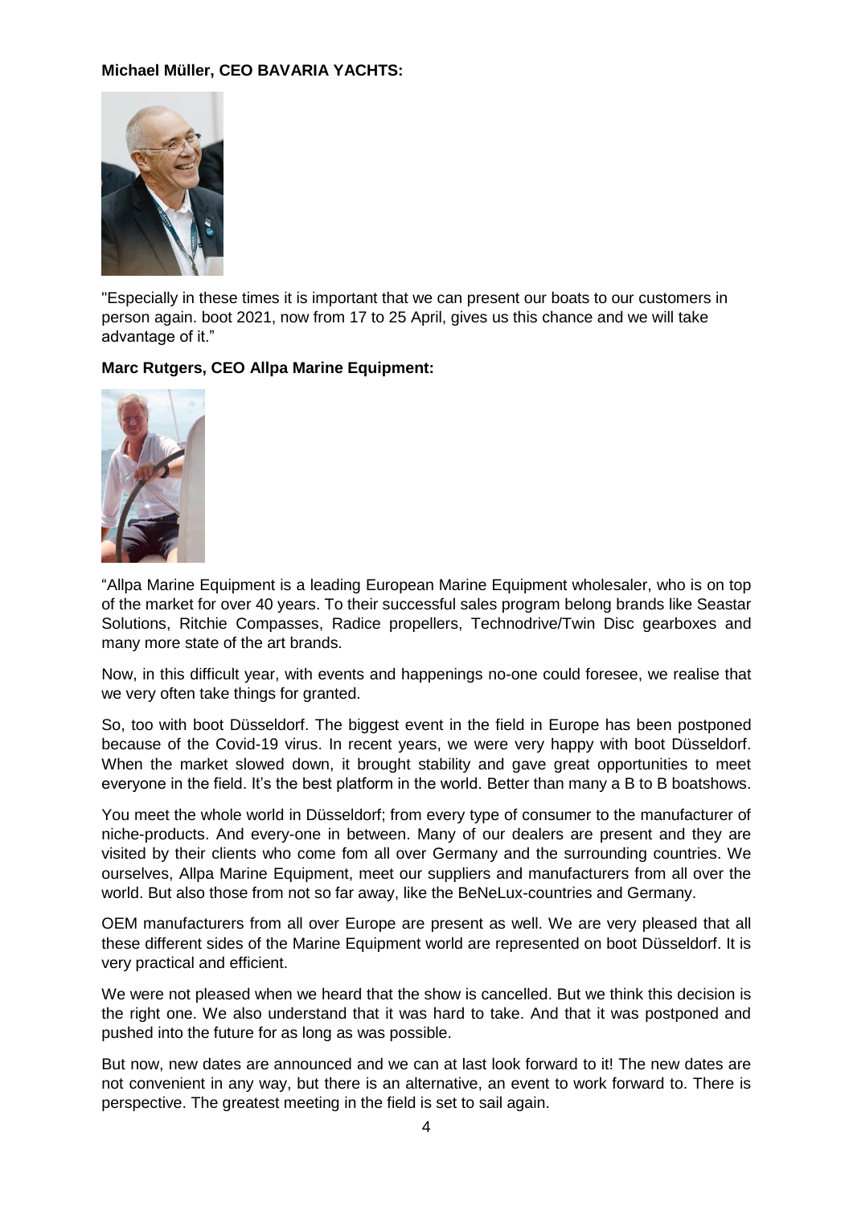**Michael Müller, CEO BAVARIA YACHTS:**

"Especially in these times it is important that we can present our boats to our customers in person again. boot 2021, now from 17 to 25 April, gives us this chance and we will take advantage of it."

**Marc Rutgers, CEO Allpa Marine Equipment:**

"Allpa Marine Equipment is a leading European Marine Equipment wholesaler, who is on top of the market for over 40 years. To their successful sales program belong brands like Seastar Solutions, Ritchie Compasses, Radice propellers, Technodrive/Twin Disc gearboxes and many more state of the art brands.

Now, in this difficult year, with events and happenings no-one could foresee, we realise that we very often take things for granted.

So, too with boot Düsseldorf. The biggest event in the field in Europe has been postponed because of the Covid-19 virus. In recent years, we were very happy with boot Düsseldorf. When the market slowed down, it brought stability and gave great opportunities to meet everyone in the field. It's the best platform in the world. Better than many a B to B boatshows.

You meet the whole world in Düsseldorf; from every type of consumer to the manufacturer of niche-products. And every-one in between. Many of our dealers are present and they are visited by their clients who come fom all over Germany and the surrounding countries. We ourselves, Allpa Marine Equipment, meet our suppliers and manufacturers from all over the world. But also those from not so far away, like the BeNeLux-countries and Germany.

OEM manufacturers from all over Europe are present as well. We are very pleased that all these different sides of the Marine Equipment world are represented on boot Düsseldorf. It is very practical and efficient.

We were not pleased when we heard that the show is cancelled. But we think this decision is the right one. We also understand that it was hard to take. And that it was postponed and pushed into the future for as long as was possible.

But now, new dates are announced and we can at last look forward to it! The new dates are not convenient in any way, but there is an alternative, an event to work forward to. There is perspective. The greatest meeting in the field is set to sail again.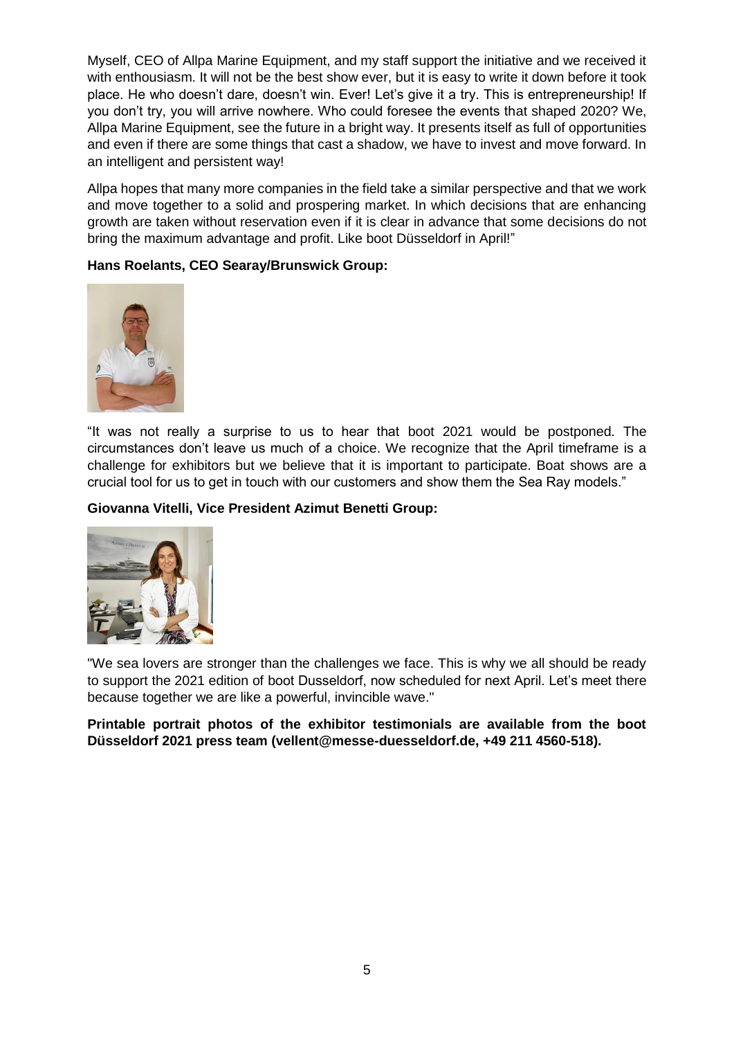Myself, CEO of Allpa Marine Equipment, and my staff support the initiative and we received it with enthousiasm. It will not be the best show ever, but it is easy to write it down before it took place. He who doesn't dare, doesn't win. Ever! Let's give it a try. This is entrepreneurship! If you don't try, you will arrive nowhere. Who could foresee the events that shaped 2020? We, Allpa Marine Equipment, see the future in a bright way. It presents itself as full of opportunities and even if there are some things that cast a shadow, we have to invest and move forward. In an intelligent and persistent way!

Allpa hopes that many more companies in the field take a similar perspective and that we work and move together to a solid and prospering market. In which decisions that are enhancing growth are taken without reservation even if it is clear in advance that some decisions do not bring the maximum advantage and profit. Like boot Düsseldorf in April!"

**Hans Roelants, CEO Searay/Brunswick Group:**

"It was not really a surprise to us to hear that boot 2021 would be postponed. The circumstances don't leave us much of a choice. We recognize that the April timeframe is a challenge for exhibitors but we believe that it is important to participate. Boat shows are a crucial tool for us to get in touch with our customers and show them the Sea Ray models."

**Giovanna Vitelli, Vice President Azimut Benetti Group:**

"We sea lovers are stronger than the challenges we face. This is why we all should be ready to support the 2021 edition of boot Dusseldorf, now scheduled for next April. Let's meet there because together we are like a powerful, invincible wave."

**Printable portrait photos of the exhibitor testimonials are available from the boot Düsseldorf 2021 press team (vellent@messe-duesseldorf.de, +49 211 4560-518).**